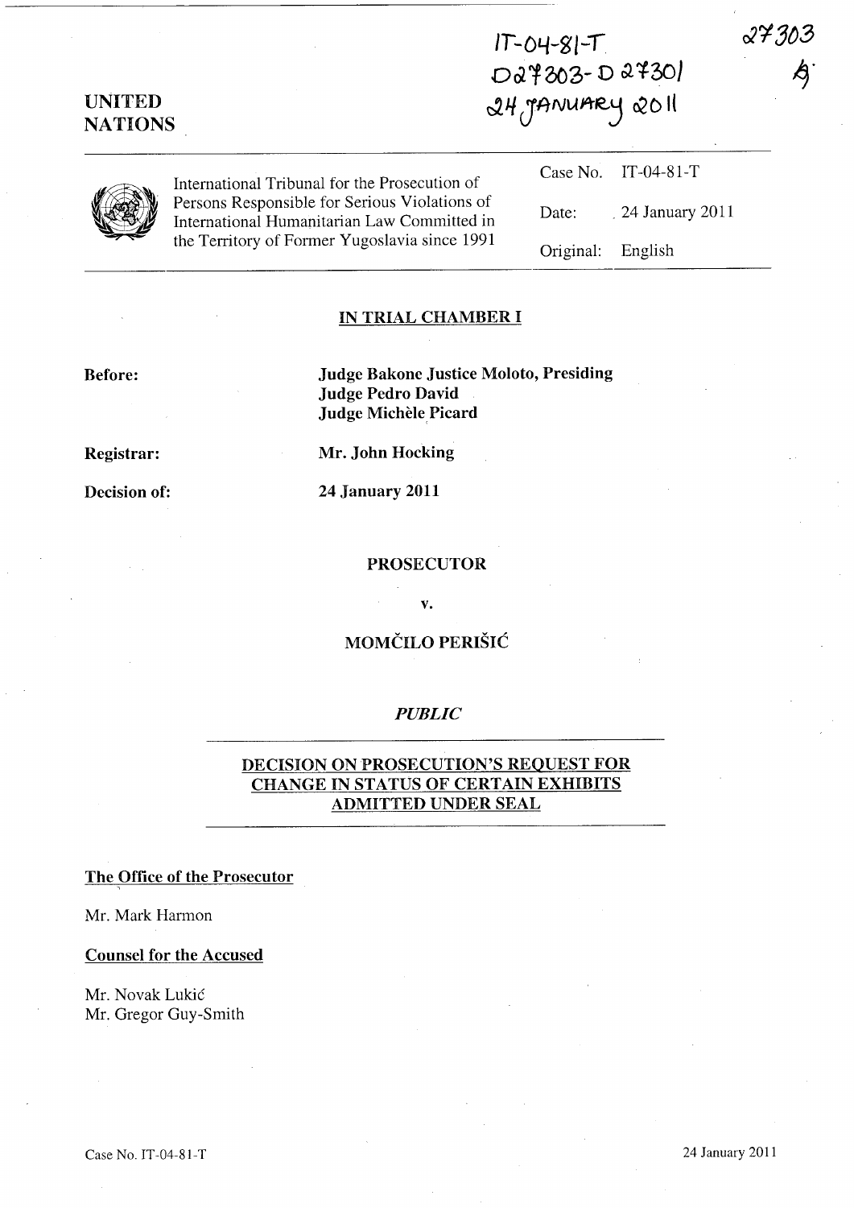IT-04-81-T
D27303-D27301
24 JANUARY 2011

27303

**UNITED NATIONS**

International Tribunal for the Prosecution of Persons Responsible for Serious Violations of International Humanitarian Law Committed in the Territory of Former Yugoslavia since 1991

| | |
|---|---|
| Case No. | IT-04-81-T |
| Date: | 24 January 2011 |
| Original: | English |

## IN TRIAL CHAMBER I

**Before:** **Judge Bakone Justice Moloto, Presiding**
**Judge Pedro David**
**Judge Michèle Picard**

**Registrar:** **Mr. John Hocking**

**Decision of:** **24 January 2011**

**PROSECUTOR**

**v.**

**MOMČILO PERIŠIĆ**

***PUBLIC***

## DECISION ON PROSECUTION'S REQUEST FOR CHANGE IN STATUS OF CERTAIN EXHIBITS ADMITTED UNDER SEAL

**The Office of the Prosecutor**

Mr. Mark Harmon

**Counsel for the Accused**

Mr. Novak Lukić
Mr. Gregor Guy-Smith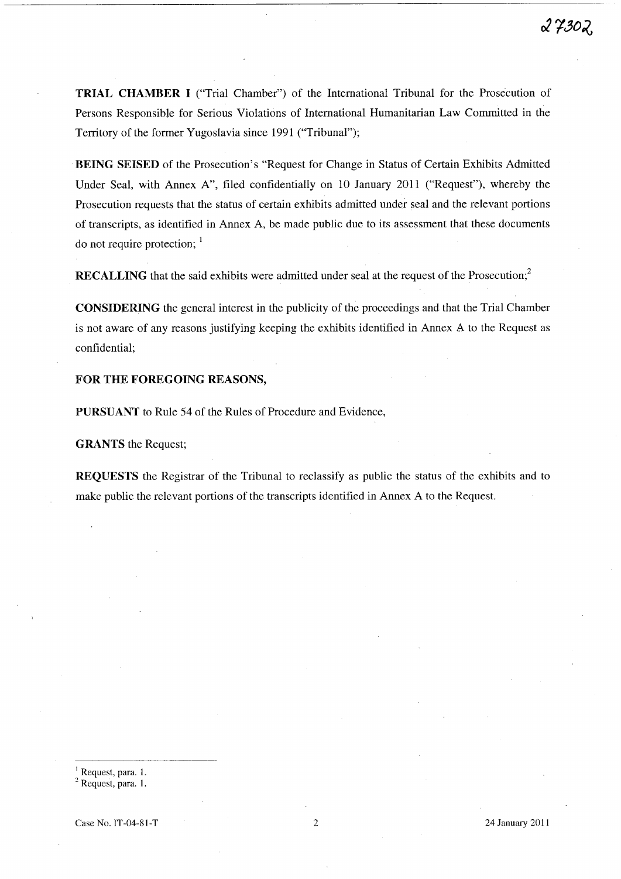**TRIAL CHAMBER I** ("Trial Chamber") of the International Tribunal for the Prosecution of Persons Responsible for Serious Violations of International Humanitarian Law Committed in the Territory of the former Yugoslavia since 1991 ("Tribunal");

**BEING SEISED** of the Prosecution's "Request for Change in Status of Certain Exhibits Admitted Under Seal, with Annex A", filed confidentially on 10 January 2011 ("Request"), whereby the Prosecution requests that the status of certain exhibits admitted under seal and the relevant portions of transcripts, as identified in Annex A, be made public due to its assessment that these documents do not require protection; [1]

**RECALLING** that the said exhibits were admitted under seal at the request of the Prosecution;[2]

**CONSIDERING** the general interest in the publicity of the proceedings and that the Trial Chamber is not aware of any reasons justifying keeping the exhibits identified in Annex A to the Request as confidential;

**FOR THE FOREGOING REASONS,**

**PURSUANT** to Rule 54 of the Rules of Procedure and Evidence,

**GRANTS** the Request;

**REQUESTS** the Registrar of the Tribunal to reclassify as public the status of the exhibits and to make public the relevant portions of the transcripts identified in Annex A to the Request.

---

[1] Request, para. 1.

[2] Request, para. 1.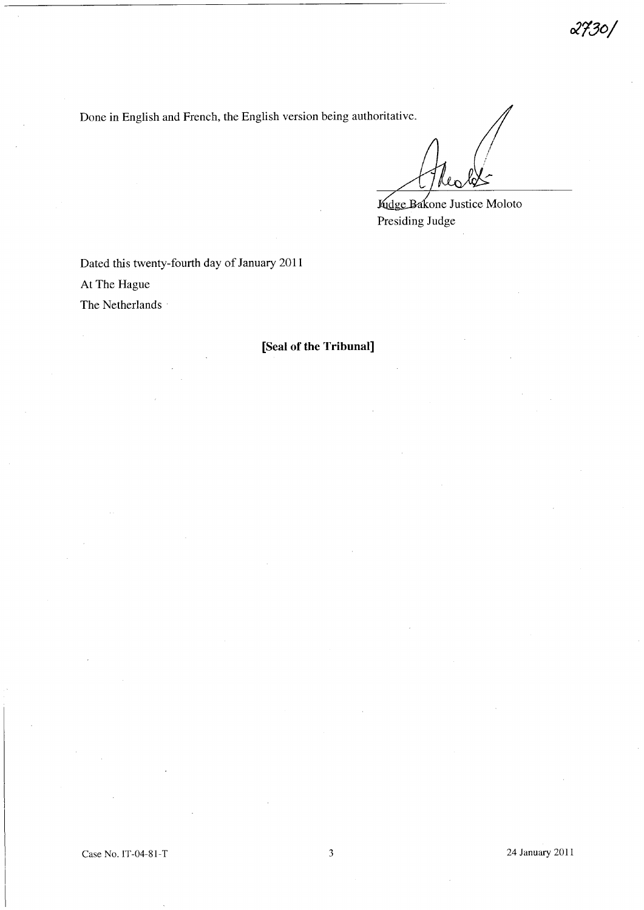Done in English and French, the English version being authoritative.

Judge Bakone Justice Moloto
Presiding Judge

Dated this twenty-fourth day of January 2011
At The Hague
The Netherlands

**[Seal of the Tribunal]**